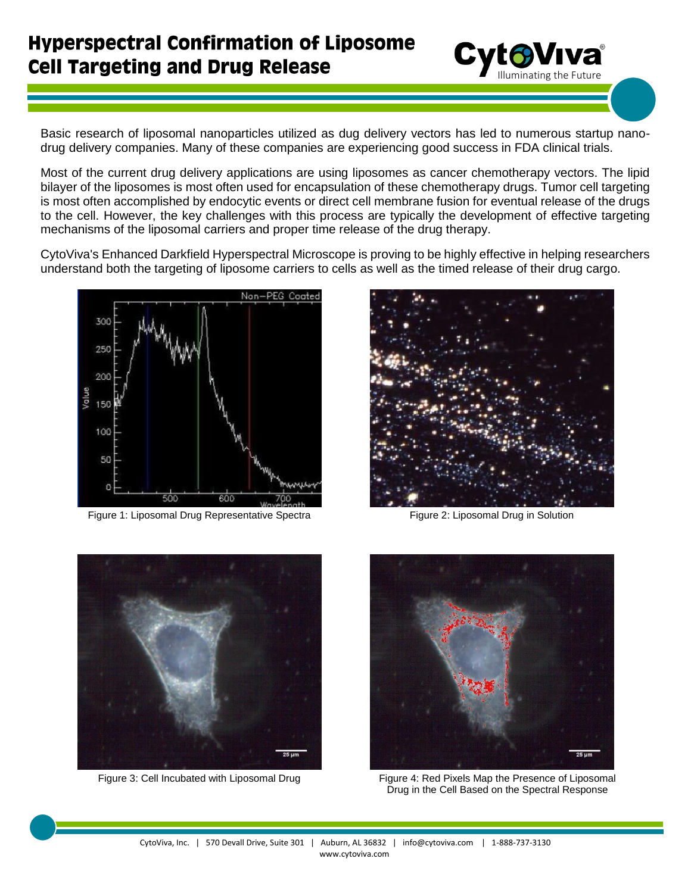# Hyperspectral Confirmation of Liposome Cell Targeting and Drug Release

Basic research of liposomal nanoparticles utilized as dug delivery vectors has led to numerous startup nano-drug delivery companies. Many of these companies are experiencing good success in FDA clinical trials.

Most of the current drug delivery applications are using liposomes as cancer chemotherapy vectors. The lipid bilayer of the liposomes is most often used for encapsulation of these chemotherapy drugs. Tumor cell targeting is most often accomplished by endocytic events or direct cell membrane fusion for eventual release of the drugs to the cell. However, the key challenges with this process are typically the development of effective targeting mechanisms of the liposomal carriers and proper time release of the drug therapy.

CytoViva's Enhanced Darkfield Hyperspectral Microscope is proving to be highly effective in helping researchers understand both the targeting of liposome carriers to cells as well as the timed release of their drug cargo.

Figure 1: Liposomal Drug Representative Spectra

Figure 2: Liposomal Drug in Solution

Figure 3: Cell Incubated with Liposomal Drug

Figure 4: Red Pixels Map the Presence of Liposomal Drug in the Cell Based on the Spectral Response

CytoViva, Inc. | 570 Devall Drive, Suite 301 | Auburn, AL 36832 | info@cytoviva.com | 1-888-737-3130
www.cytoviva.com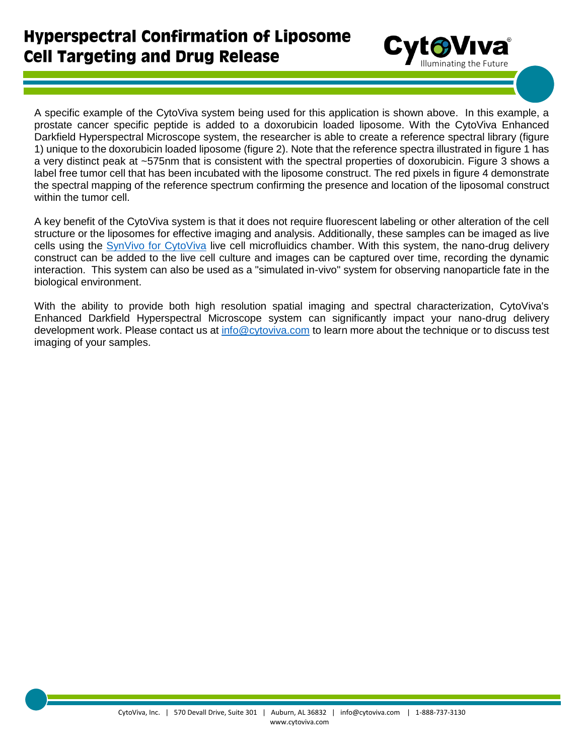# Hyperspectral Confirmation of Liposome Cell Targeting and Drug Release

A specific example of the CytoViva system being used for this application is shown above. In this example, a prostate cancer specific peptide is added to a doxorubicin loaded liposome. With the CytoViva Enhanced Darkfield Hyperspectral Microscope system, the researcher is able to create a reference spectral library (figure 1) unique to the doxorubicin loaded liposome (figure 2). Note that the reference spectra illustrated in figure 1 has a very distinct peak at ~575nm that is consistent with the spectral properties of doxorubicin. Figure 3 shows a label free tumor cell that has been incubated with the liposome construct. The red pixels in figure 4 demonstrate the spectral mapping of the reference spectrum confirming the presence and location of the liposomal construct within the tumor cell.

A key benefit of the CytoViva system is that it does not require fluorescent labeling or other alteration of the cell structure or the liposomes for effective imaging and analysis. Additionally, these samples can be imaged as live cells using the [SynVivo for CytoViva] live cell microfluidics chamber. With this system, the nano-drug delivery construct can be added to the live cell culture and images can be captured over time, recording the dynamic interaction. This system can also be used as a "simulated in-vivo" system for observing nanoparticle fate in the biological environment.

With the ability to provide both high resolution spatial imaging and spectral characterization, CytoViva's Enhanced Darkfield Hyperspectral Microscope system can significantly impact your nano-drug delivery development work. Please contact us at info@cytoviva.com to learn more about the technique or to discuss test imaging of your samples.